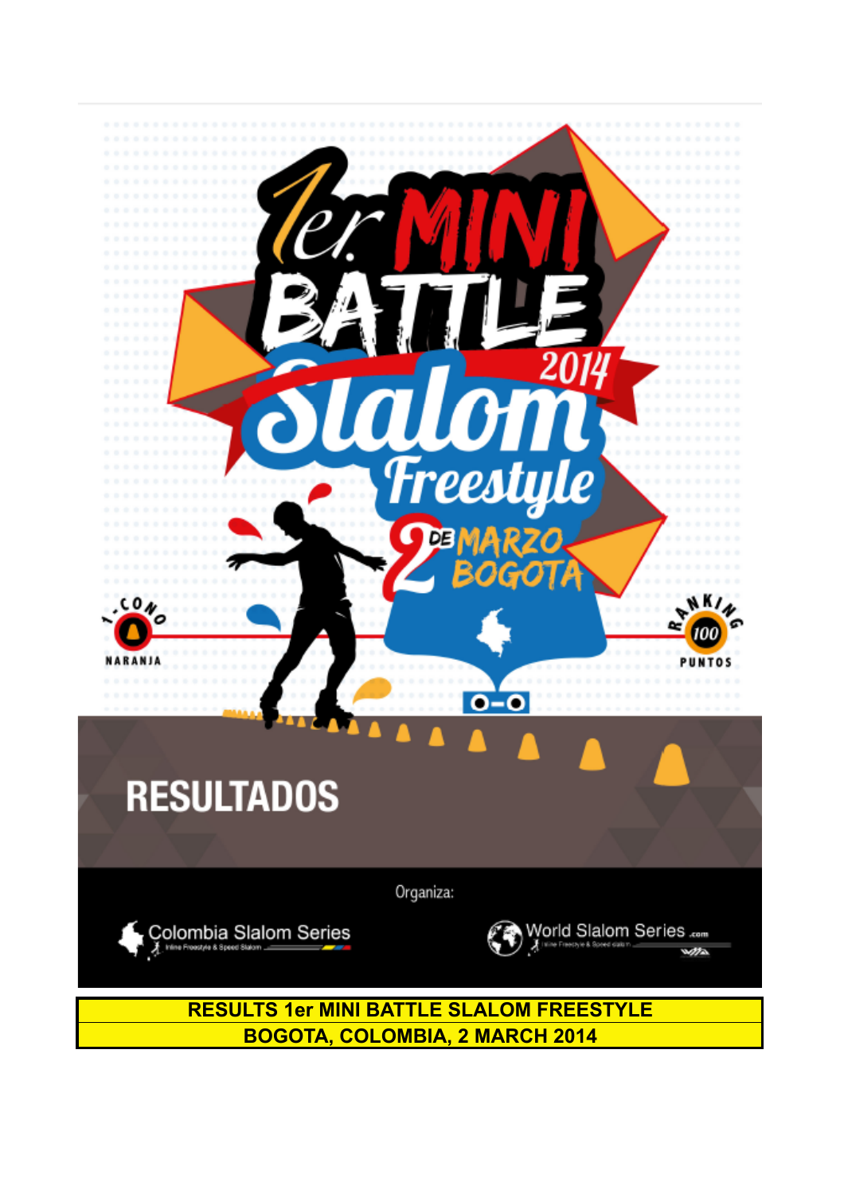# 1er. MINI BATTLE 2014

## Slalom Freestyle

2 DE MARZO BOGOTA

1-CONO NARANJA

RANKING 100 PUNTOS

## RESULTADOS

Organiza:

Colombia Slalom Series — Inline Freestyle & Speed Slalom

World Slalom Series .com — Inline Freestyle & Speed slalom

| RESULTS 1er MINI BATTLE SLALOM FREESTYLE |
|---|
| BOGOTA, COLOMBIA, 2 MARCH 2014 |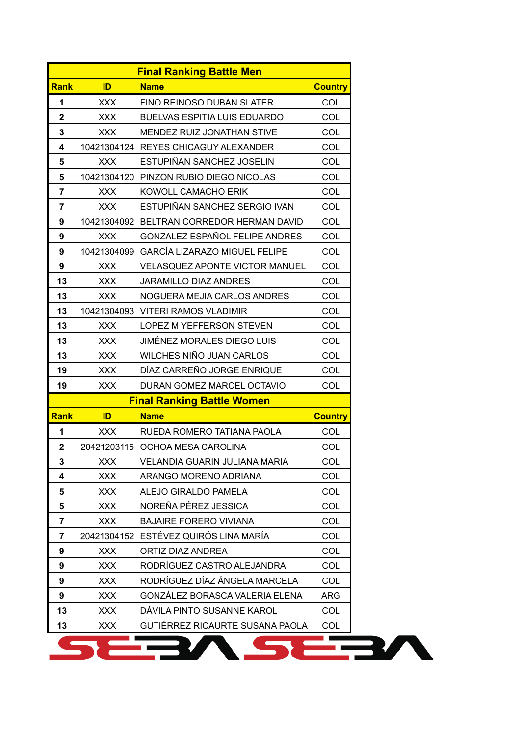## Final Ranking Battle Men

| Rank | ID | Name | Country |
|---|---|---|---|
| 1 | XXX | FINO REINOSO DUBAN SLATER | COL |
| 2 | XXX | BUELVAS ESPITIA LUIS EDUARDO | COL |
| 3 | XXX | MENDEZ RUIZ JONATHAN STIVE | COL |
| 4 | 10421304124 | REYES CHICAGUY ALEXANDER | COL |
| 5 | XXX | ESTUPIÑAN SANCHEZ JOSELIN | COL |
| 5 | 10421304120 | PINZON RUBIO DIEGO NICOLAS | COL |
| 7 | XXX | KOWOLL CAMACHO ERIK | COL |
| 7 | XXX | ESTUPIÑAN SANCHEZ SERGIO IVAN | COL |
| 9 | 10421304092 | BELTRAN CORREDOR HERMAN DAVID | COL |
| 9 | XXX | GONZALEZ ESPAÑOL FELIPE ANDRES | COL |
| 9 | 10421304099 | GARCÍA LIZARAZO MIGUEL FELIPE | COL |
| 9 | XXX | VELASQUEZ APONTE VICTOR MANUEL | COL |
| 13 | XXX | JARAMILLO DIAZ ANDRES | COL |
| 13 | XXX | NOGUERA MEJIA CARLOS ANDRES | COL |
| 13 | 10421304093 | VITERI RAMOS VLADIMIR | COL |
| 13 | XXX | LOPEZ M YEFFERSON STEVEN | COL |
| 13 | XXX | JIMÉNEZ MORALES DIEGO LUIS | COL |
| 13 | XXX | WILCHES NIÑO JUAN CARLOS | COL |
| 19 | XXX | DÍAZ CARREÑO JORGE ENRIQUE | COL |
| 19 | XXX | DURAN GOMEZ MARCEL OCTAVIO | COL |

## Final Ranking Battle Women

| Rank | ID | Name | Country |
|---|---|---|---|
| 1 | XXX | RUEDA ROMERO TATIANA PAOLA | COL |
| 2 | 20421203115 | OCHOA MESA CAROLINA | COL |
| 3 | XXX | VELANDIA GUARIN JULIANA MARIA | COL |
| 4 | XXX | ARANGO MORENO ADRIANA | COL |
| 5 | XXX | ALEJO GIRALDO PAMELA | COL |
| 5 | XXX | NOREÑA PÉREZ JESSICA | COL |
| 7 | XXX | BAJAIRE FORERO VIVIANA | COL |
| 7 | 20421304152 | ESTÉVEZ QUIRÓS LINA MARÍA | COL |
| 9 | XXX | ORTIZ DIAZ ANDREA | COL |
| 9 | XXX | RODRÍGUEZ CASTRO ALEJANDRA | COL |
| 9 | XXX | RODRÍGUEZ DÍAZ ÁNGELA MARCELA | COL |
| 9 | XXX | GONZÁLEZ BORASCA VALERIA ELENA | ARG |
| 13 | XXX | DÁVILA PINTO SUSANNE KAROL | COL |
| 13 | XXX | GUTIÉRREZ RICAURTE SUSANA PAOLA | COL |